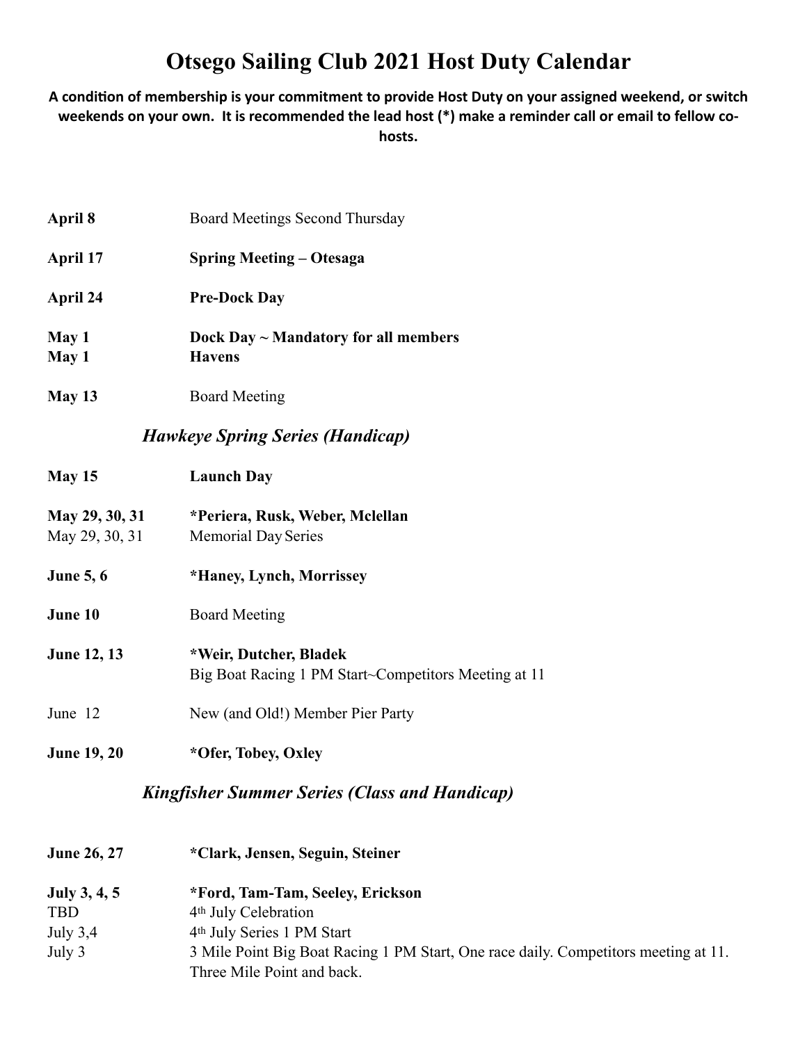# Otsego Sailing Club 2021 Host Duty Calendar

**A condition of membership is your commitment to provide Host Duty on your assigned weekend, or switch weekends on your own. It is recommended the lead host (*) make a reminder call or email to fellow co-hosts.**

**April 8** Board Meetings Second Thursday

**April 17** **Spring Meeting – Otesaga**

**April 24** **Pre-Dock Day**

**May 1** **Dock Day ~ Mandatory for all members**
**May 1** **Havens**

**May 13** Board Meeting

## *Hawkeye Spring Series (Handicap)*

**May 15** **Launch Day**

**May 29, 30, 31** **\*Periera, Rusk, Weber, Mclellan**
May 29, 30, 31 Memorial Day Series

**June 5, 6** **\*Haney, Lynch, Morrissey**

**June 10** Board Meeting

**June 12, 13** **\*Weir, Dutcher, Bladek**
Big Boat Racing 1 PM Start~Competitors Meeting at 11

June 12 New (and Old!) Member Pier Party

**June 19, 20** **\*Ofer, Tobey, Oxley**

## *Kingfisher Summer Series (Class and Handicap)*

**June 26, 27** **\*Clark, Jensen, Seguin, Steiner**

**July 3, 4, 5** **\*Ford, Tam-Tam, Seeley, Erickson**
TBD 4th July Celebration
July 3,4 4th July Series 1 PM Start
July 3 3 Mile Point Big Boat Racing 1 PM Start, One race daily. Competitors meeting at 11. Three Mile Point and back.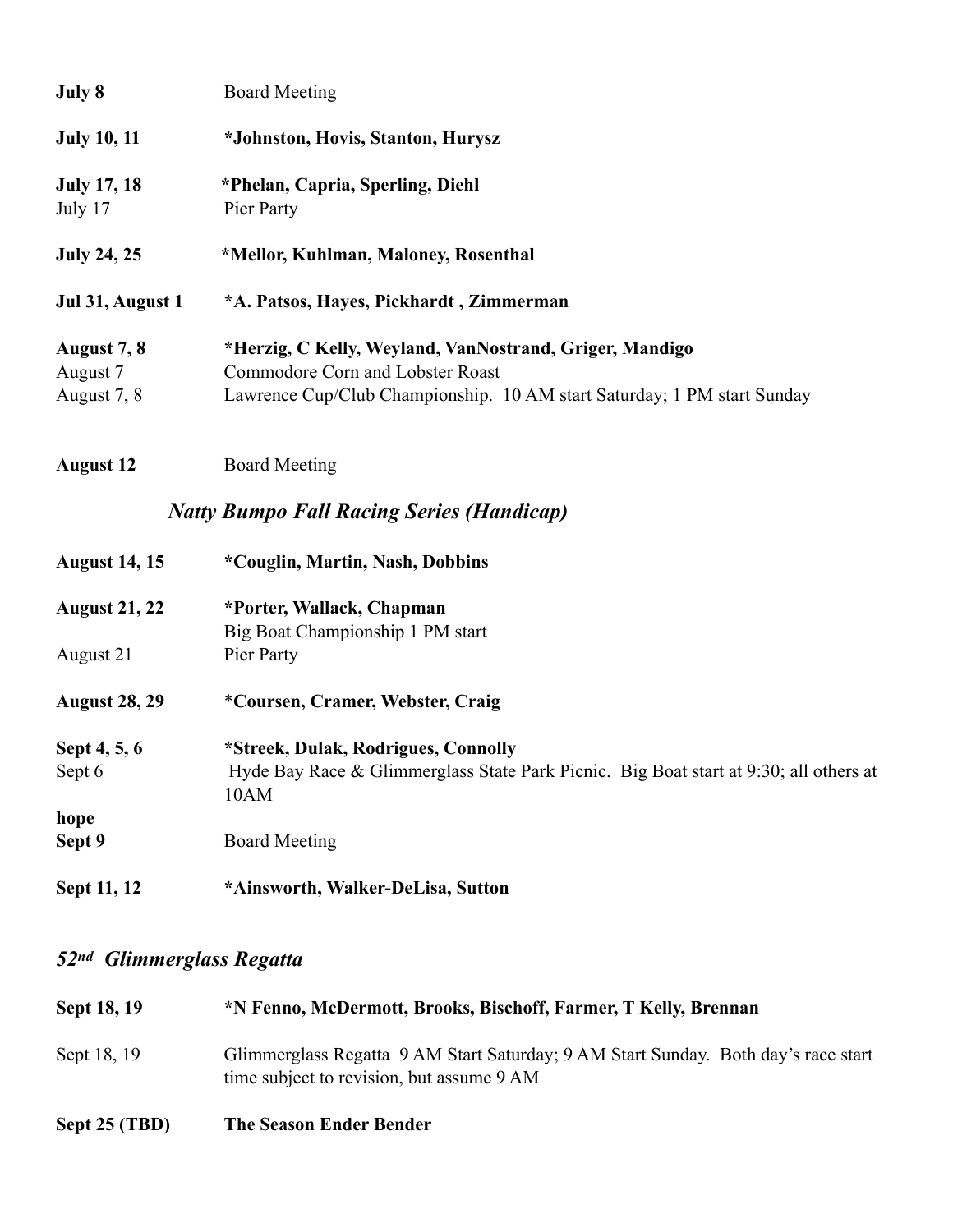**July 8** Board Meeting

**July 10, 11** **\*Johnston, Hovis, Stanton, Hurysz**

**July 17, 18** **\*Phelan, Capria, Sperling, Diehl**
July 17 Pier Party

**July 24, 25** **\*Mellor, Kuhlman, Maloney, Rosenthal**

**Jul 31, August 1** **\*A. Patsos, Hayes, Pickhardt , Zimmerman**

**August 7, 8** **\*Herzig, C Kelly, Weyland, VanNostrand, Griger, Mandigo**
August 7 Commodore Corn and Lobster Roast
August 7, 8 Lawrence Cup/Club Championship. 10 AM start Saturday; 1 PM start Sunday

**August 12** Board Meeting

### *Natty Bumpo Fall Racing Series (Handicap)*

**August 14, 15** **\*Couglin, Martin, Nash, Dobbins**

**August 21, 22** **\*Porter, Wallack, Chapman**
Big Boat Championship 1 PM start
August 21 Pier Party

**August 28, 29** \***Coursen, Cramer, Webster, Craig**

**Sept 4, 5, 6** **\*Streek, Dulak, Rodrigues, Connolly**
Sept 6 Hyde Bay Race & Glimmerglass State Park Picnic. Big Boat start at 9:30; all others at 10AM

**hope**
**Sept 9** Board Meeting

**Sept 11, 12** **\*Ainsworth, Walker-DeLisa, Sutton**

### *52nd Glimmerglass Regatta*

**Sept 18, 19** **\*N Fenno, McDermott, Brooks, Bischoff, Farmer, T Kelly, Brennan**

Sept 18, 19 Glimmerglass Regatta 9 AM Start Saturday; 9 AM Start Sunday. Both day's race start time subject to revision, but assume 9 AM

**Sept 25 (TBD)** **The Season Ender Bender**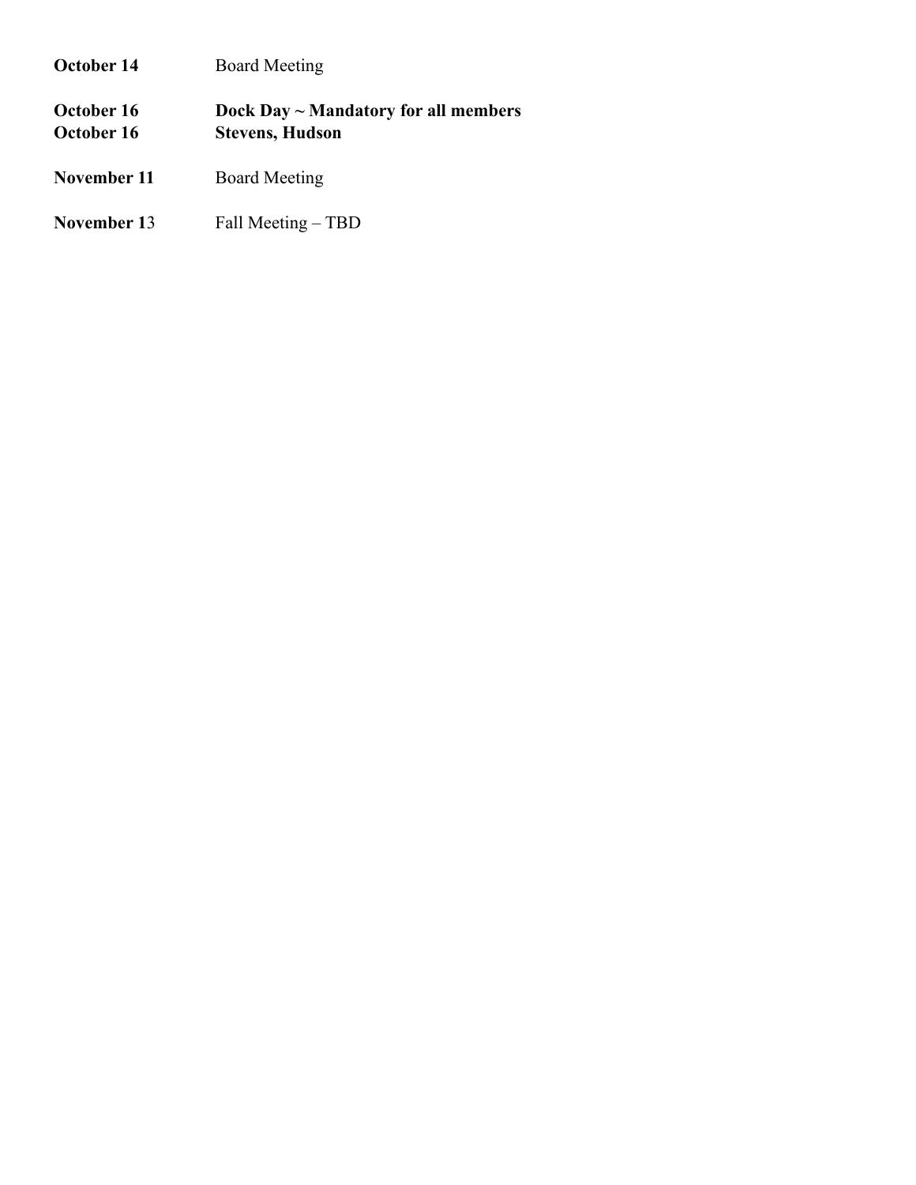**October 14** Board Meeting

**October 16** **Dock Day ~ Mandatory for all members**
**October 16** **Stevens, Hudson**

**November 11** Board Meeting

**November 1**3 Fall Meeting – TBD